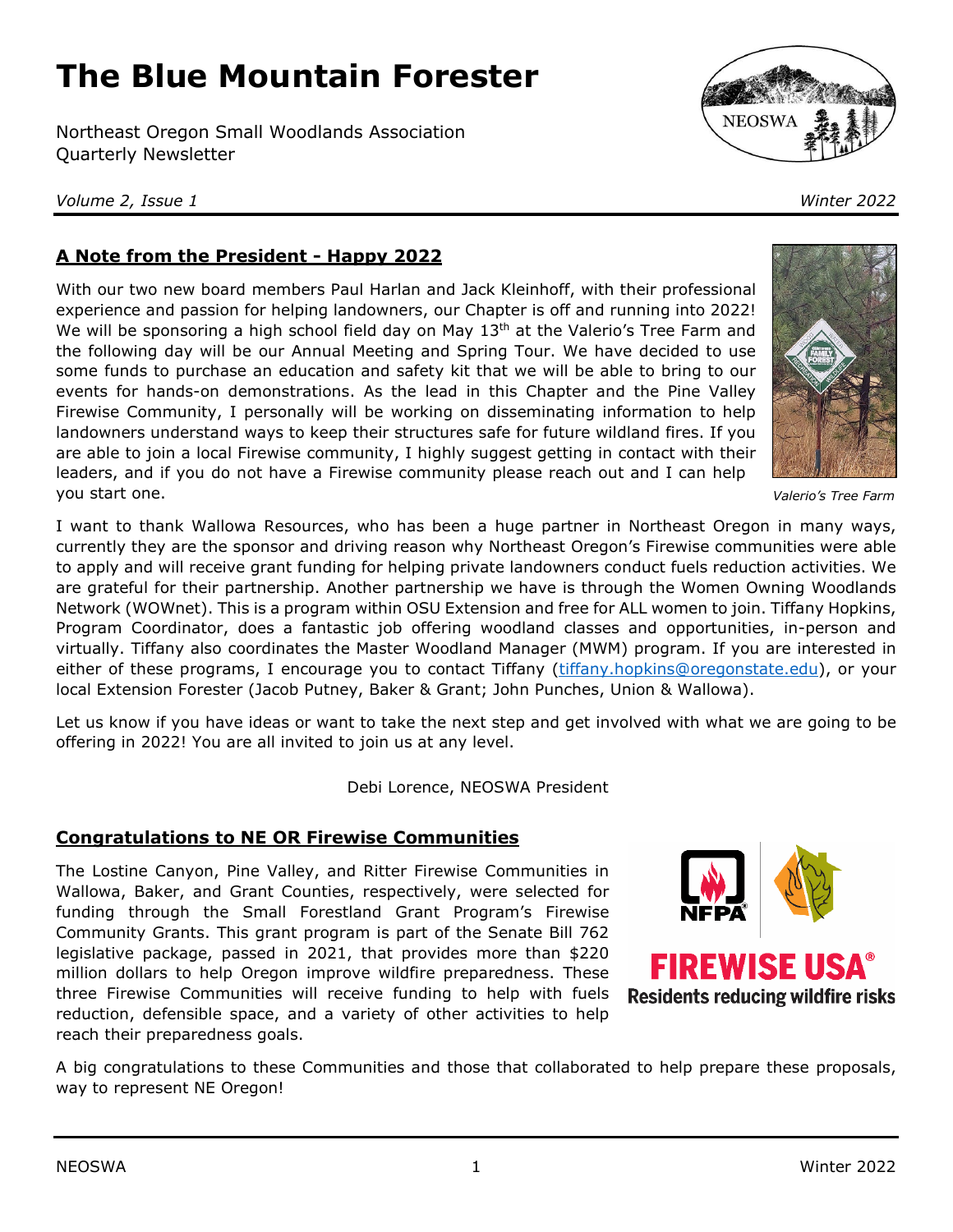# The Blue Mountain Forester

Northeast Oregon Small Woodlands Association
Quarterly Newsletter

*Volume 2, Issue 1* *Winter 2022*

## A Note from the President - Happy 2022

With our two new board members Paul Harlan and Jack Kleinhoff, with their professional experience and passion for helping landowners, our Chapter is off and running into 2022! We will be sponsoring a high school field day on May 13th at the Valerio's Tree Farm and the following day will be our Annual Meeting and Spring Tour. We have decided to use some funds to purchase an education and safety kit that we will be able to bring to our events for hands-on demonstrations. As the lead in this Chapter and the Pine Valley Firewise Community, I personally will be working on disseminating information to help landowners understand ways to keep their structures safe for future wildland fires. If you are able to join a local Firewise community, I highly suggest getting in contact with their leaders, and if you do not have a Firewise community please reach out and I can help you start one.

*Valerio's Tree Farm*

I want to thank Wallowa Resources, who has been a huge partner in Northeast Oregon in many ways, currently they are the sponsor and driving reason why Northeast Oregon's Firewise communities were able to apply and will receive grant funding for helping private landowners conduct fuels reduction activities. We are grateful for their partnership. Another partnership we have is through the Women Owning Woodlands Network (WOWnet). This is a program within OSU Extension and free for ALL women to join. Tiffany Hopkins, Program Coordinator, does a fantastic job offering woodland classes and opportunities, in-person and virtually. Tiffany also coordinates the Master Woodland Manager (MWM) program. If you are interested in either of these programs, I encourage you to contact Tiffany (tiffany.hopkins@oregonstate.edu), or your local Extension Forester (Jacob Putney, Baker & Grant; John Punches, Union & Wallowa).

Let us know if you have ideas or want to take the next step and get involved with what we are going to be offering in 2022! You are all invited to join us at any level.

Debi Lorence, NEOSWA President

## Congratulations to NE OR Firewise Communities

The Lostine Canyon, Pine Valley, and Ritter Firewise Communities in Wallowa, Baker, and Grant Counties, respectively, were selected for funding through the Small Forestland Grant Program's Firewise Community Grants. This grant program is part of the Senate Bill 762 legislative package, passed in 2021, that provides more than $220 million dollars to help Oregon improve wildfire preparedness. These three Firewise Communities will receive funding to help with fuels reduction, defensible space, and a variety of other activities to help reach their preparedness goals.

A big congratulations to these Communities and those that collaborated to help prepare these proposals, way to represent NE Oregon!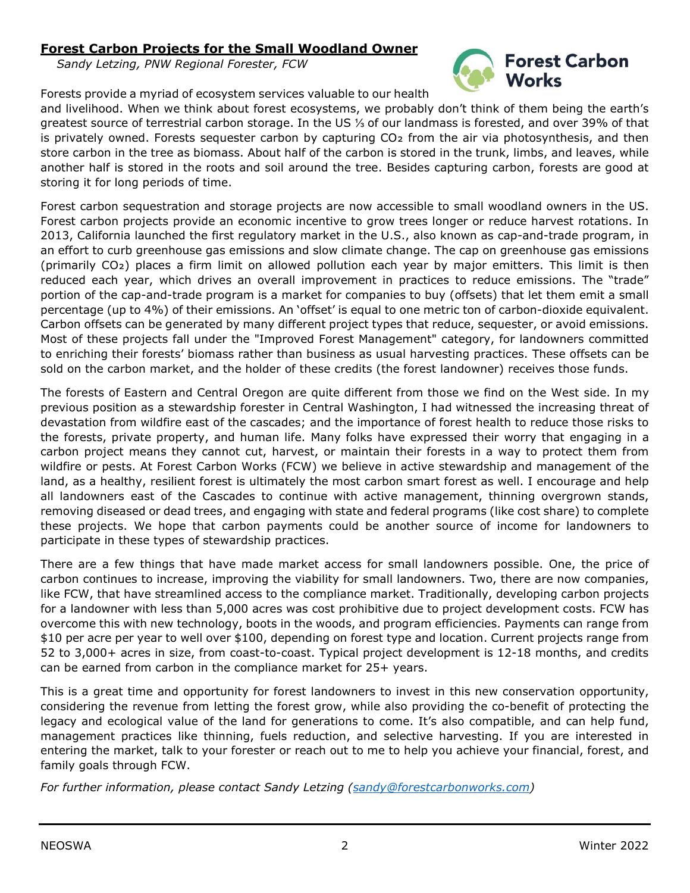## Forest Carbon Projects for the Small Woodland Owner

*Sandy Letzing, PNW Regional Forester, FCW*

Forests provide a myriad of ecosystem services valuable to our health and livelihood. When we think about forest ecosystems, we probably don't think of them being the earth's greatest source of terrestrial carbon storage. In the US ⅓ of our landmass is forested, and over 39% of that is privately owned. Forests sequester carbon by capturing $CO_2$ from the air via photosynthesis, and then store carbon in the tree as biomass. About half of the carbon is stored in the trunk, limbs, and leaves, while another half is stored in the roots and soil around the tree. Besides capturing carbon, forests are good at storing it for long periods of time.

Forest carbon sequestration and storage projects are now accessible to small woodland owners in the US. Forest carbon projects provide an economic incentive to grow trees longer or reduce harvest rotations. In 2013, California launched the first regulatory market in the U.S., also known as cap-and-trade program, in an effort to curb greenhouse gas emissions and slow climate change. The cap on greenhouse gas emissions (primarily $CO_2$) places a firm limit on allowed pollution each year by major emitters. This limit is then reduced each year, which drives an overall improvement in practices to reduce emissions. The "trade" portion of the cap-and-trade program is a market for companies to buy (offsets) that let them emit a small percentage (up to 4%) of their emissions. An 'offset' is equal to one metric ton of carbon-dioxide equivalent. Carbon offsets can be generated by many different project types that reduce, sequester, or avoid emissions. Most of these projects fall under the "Improved Forest Management" category, for landowners committed to enriching their forests' biomass rather than business as usual harvesting practices. These offsets can be sold on the carbon market, and the holder of these credits (the forest landowner) receives those funds.

The forests of Eastern and Central Oregon are quite different from those we find on the West side. In my previous position as a stewardship forester in Central Washington, I had witnessed the increasing threat of devastation from wildfire east of the cascades; and the importance of forest health to reduce those risks to the forests, private property, and human life. Many folks have expressed their worry that engaging in a carbon project means they cannot cut, harvest, or maintain their forests in a way to protect them from wildfire or pests. At Forest Carbon Works (FCW) we believe in active stewardship and management of the land, as a healthy, resilient forest is ultimately the most carbon smart forest as well. I encourage and help all landowners east of the Cascades to continue with active management, thinning overgrown stands, removing diseased or dead trees, and engaging with state and federal programs (like cost share) to complete these projects. We hope that carbon payments could be another source of income for landowners to participate in these types of stewardship practices.

There are a few things that have made market access for small landowners possible. One, the price of carbon continues to increase, improving the viability for small landowners. Two, there are now companies, like FCW, that have streamlined access to the compliance market. Traditionally, developing carbon projects for a landowner with less than 5,000 acres was cost prohibitive due to project development costs. FCW has overcome this with new technology, boots in the woods, and program efficiencies. Payments can range from \$10 per acre per year to well over \$100, depending on forest type and location. Current projects range from 52 to 3,000+ acres in size, from coast-to-coast. Typical project development is 12-18 months, and credits can be earned from carbon in the compliance market for 25+ years.

This is a great time and opportunity for forest landowners to invest in this new conservation opportunity, considering the revenue from letting the forest grow, while also providing the co-benefit of protecting the legacy and ecological value of the land for generations to come. It's also compatible, and can help fund, management practices like thinning, fuels reduction, and selective harvesting. If you are interested in entering the market, talk to your forester or reach out to me to help you achieve your financial, forest, and family goals through FCW.

*For further information, please contact Sandy Letzing (sandy@forestcarbonworks.com)*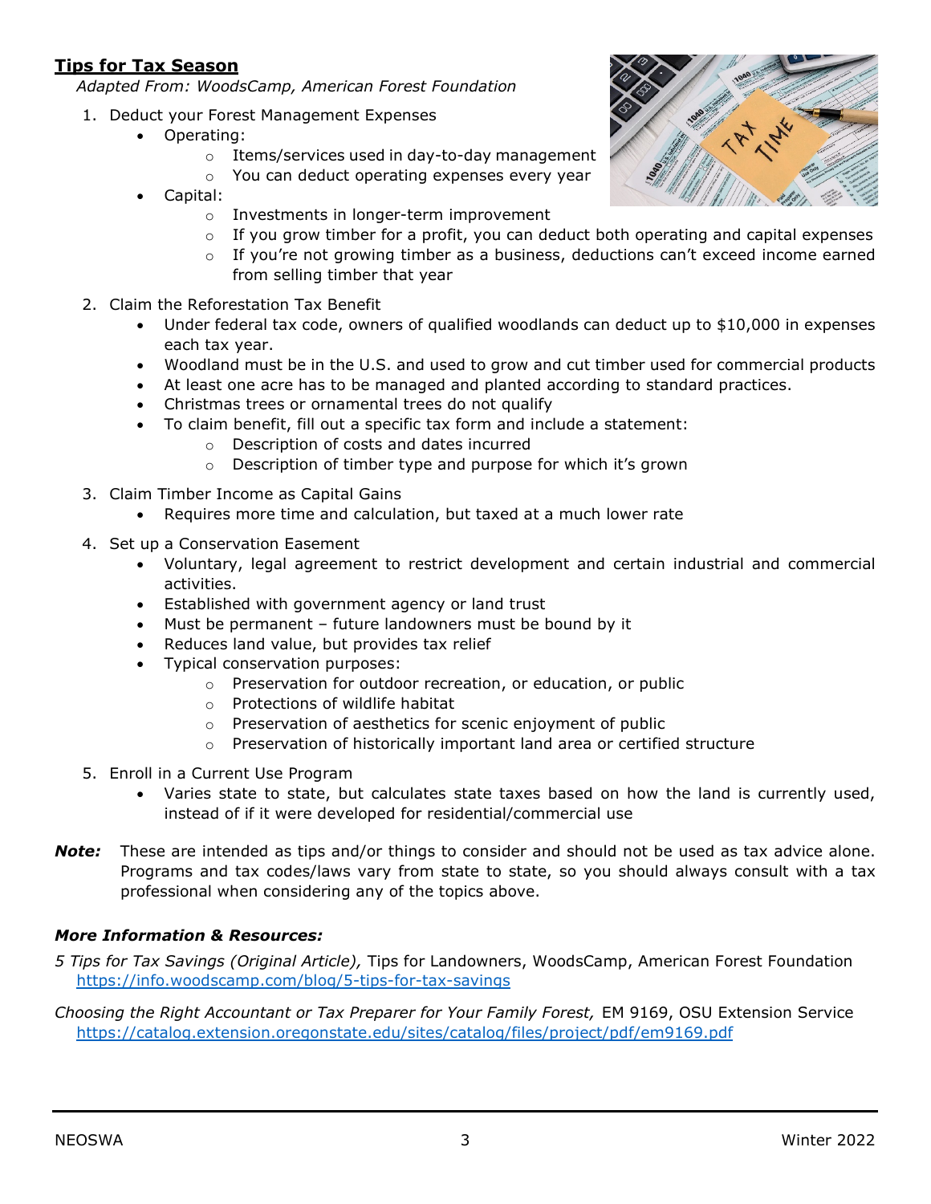## Tips for Tax Season

*Adapted From: WoodsCamp, American Forest Foundation*

1. Deduct your Forest Management Expenses
   - Operating:
     - Items/services used in day-to-day management
     - You can deduct operating expenses every year
   - Capital:
     - Investments in longer-term improvement
     - If you grow timber for a profit, you can deduct both operating and capital expenses
     - If you're not growing timber as a business, deductions can't exceed income earned from selling timber that year
2. Claim the Reforestation Tax Benefit
   - Under federal tax code, owners of qualified woodlands can deduct up to $10,000 in expenses each tax year.
   - Woodland must be in the U.S. and used to grow and cut timber used for commercial products
   - At least one acre has to be managed and planted according to standard practices.
   - Christmas trees or ornamental trees do not qualify
   - To claim benefit, fill out a specific tax form and include a statement:
     - Description of costs and dates incurred
     - Description of timber type and purpose for which it's grown
3. Claim Timber Income as Capital Gains
   - Requires more time and calculation, but taxed at a much lower rate
4. Set up a Conservation Easement
   - Voluntary, legal agreement to restrict development and certain industrial and commercial activities.
   - Established with government agency or land trust
   - Must be permanent – future landowners must be bound by it
   - Reduces land value, but provides tax relief
   - Typical conservation purposes:
     - Preservation for outdoor recreation, or education, or public
     - Protections of wildlife habitat
     - Preservation of aesthetics for scenic enjoyment of public
     - Preservation of historically important land area or certified structure
5. Enroll in a Current Use Program
   - Varies state to state, but calculates state taxes based on how the land is currently used, instead of if it were developed for residential/commercial use

***Note:*** These are intended as tips and/or things to consider and should not be used as tax advice alone. Programs and tax codes/laws vary from state to state, so you should always consult with a tax professional when considering any of the topics above.

***More Information & Resources:***

*5 Tips for Tax Savings (Original Article),* Tips for Landowners, WoodsCamp, American Forest Foundation
https://info.woodscamp.com/blog/5-tips-for-tax-savings

*Choosing the Right Accountant or Tax Preparer for Your Family Forest,* EM 9169, OSU Extension Service
https://catalog.extension.oregonstate.edu/sites/catalog/files/project/pdf/em9169.pdf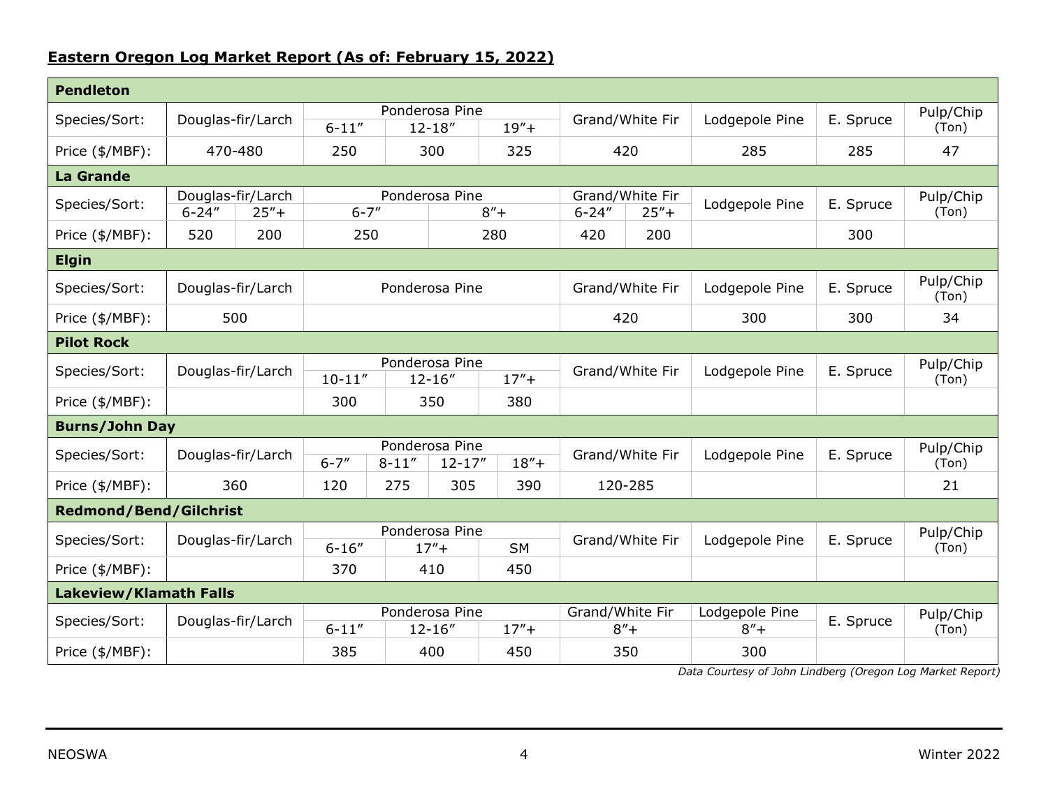**Eastern Oregon Log Market Report (As of: February 15, 2022)**

**Pendleton**

| Species/Sort: | Douglas-fir/Larch | Ponderosa Pine | | | Grand/White Fir | Lodgepole Pine | E. Spruce | Pulp/Chip (Ton) |
|---|---|---|---|---|---|---|---|---|
| | | 6-11″ | 12-18″ | 19″+ | | | | |
| Price ($/MBF): | 470-480 | 250 | 300 | 325 | 420 | 285 | 285 | 47 |

**La Grande**

| Species/Sort: | Douglas-fir/Larch | | Ponderosa Pine | | Grand/White Fir | | Lodgepole Pine | E. Spruce | Pulp/Chip (Ton) |
|---|---|---|---|---|---|---|---|---|---|
| | 6-24″ | 25″+ | 6-7″ | 8″+ | 6-24″ | 25″+ | | | |
| Price ($/MBF): | 520 | 200 | 250 | 280 | 420 | 200 | | 300 | |

**Elgin**

| Species/Sort: | Douglas-fir/Larch | Ponderosa Pine | Grand/White Fir | Lodgepole Pine | E. Spruce | Pulp/Chip (Ton) |
|---|---|---|---|---|---|---|
| Price ($/MBF): | 500 | | 420 | 300 | 300 | 34 |

**Pilot Rock**

| Species/Sort: | Douglas-fir/Larch | Ponderosa Pine | | | Grand/White Fir | Lodgepole Pine | E. Spruce | Pulp/Chip (Ton) |
|---|---|---|---|---|---|---|---|---|
| | | 10-11″ | 12-16″ | 17″+ | | | | |
| Price ($/MBF): | | 300 | 350 | 380 | | | | |

**Burns/John Day**

| Species/Sort: | Douglas-fir/Larch | Ponderosa Pine | | | | Grand/White Fir | Lodgepole Pine | E. Spruce | Pulp/Chip (Ton) |
|---|---|---|---|---|---|---|---|---|---|
| | | 6-7″ | 8-11″ | 12-17″ | 18″+ | | | | |
| Price ($/MBF): | 360 | 120 | 275 | 305 | 390 | 120-285 | | | 21 |

**Redmond/Bend/Gilchrist**

| Species/Sort: | Douglas-fir/Larch | Ponderosa Pine | | | Grand/White Fir | Lodgepole Pine | E. Spruce | Pulp/Chip (Ton) |
|---|---|---|---|---|---|---|---|---|
| | | 6-16″ | 17″+ | SM | | | | |
| Price ($/MBF): | | 370 | 410 | 450 | | | | |

**Lakeview/Klamath Falls**

| Species/Sort: | Douglas-fir/Larch | Ponderosa Pine | | | Grand/White Fir | Lodgepole Pine | E. Spruce | Pulp/Chip (Ton) |
|---|---|---|---|---|---|---|---|---|
| | | 6-11″ | 12-16″ | 17″+ | 8″+ | 8″+ | | |
| Price ($/MBF): | | 385 | 400 | 450 | 350 | 300 | | |

*Data Courtesy of John Lindberg (Oregon Log Market Report)*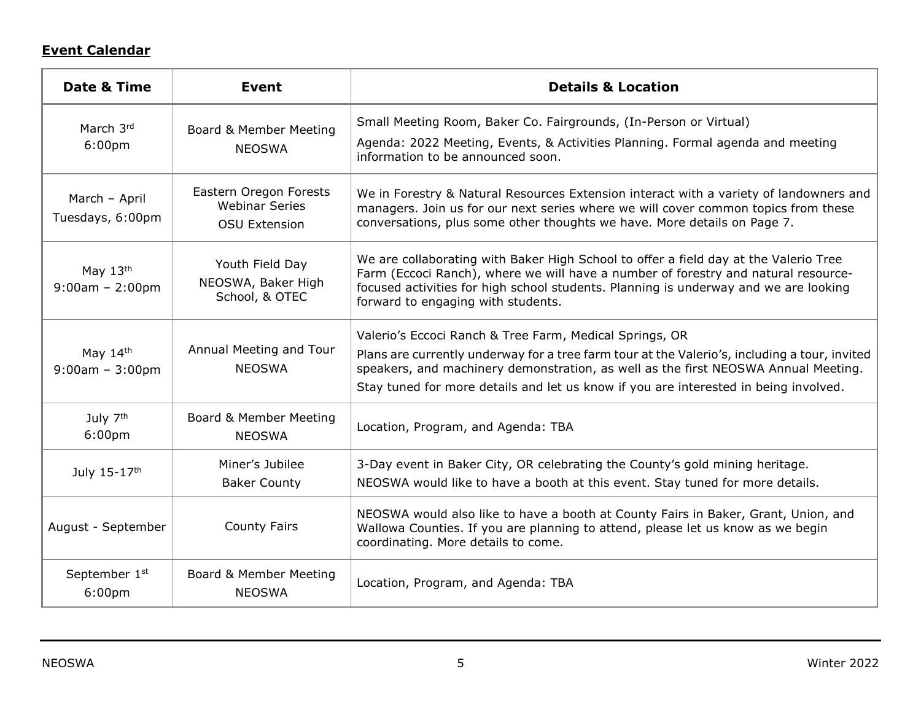**Event Calendar**

| Date & Time | Event | Details & Location |
|---|---|---|
| March 3rd 6:00pm | Board & Member Meeting NEOSWA | Small Meeting Room, Baker Co. Fairgrounds, (In-Person or Virtual) Agenda: 2022 Meeting, Events, & Activities Planning. Formal agenda and meeting information to be announced soon. |
| March – April Tuesdays, 6:00pm | Eastern Oregon Forests Webinar Series OSU Extension | We in Forestry & Natural Resources Extension interact with a variety of landowners and managers. Join us for our next series where we will cover common topics from these conversations, plus some other thoughts we have. More details on Page 7. |
| May 13th 9:00am – 2:00pm | Youth Field Day NEOSWA, Baker High School, & OTEC | We are collaborating with Baker High School to offer a field day at the Valerio Tree Farm (Eccoci Ranch), where we will have a number of forestry and natural resource-focused activities for high school students. Planning is underway and we are looking forward to engaging with students. |
| May 14th 9:00am – 3:00pm | Annual Meeting and Tour NEOSWA | Valerio's Eccoci Ranch & Tree Farm, Medical Springs, OR Plans are currently underway for a tree farm tour at the Valerio's, including a tour, invited speakers, and machinery demonstration, as well as the first NEOSWA Annual Meeting. Stay tuned for more details and let us know if you are interested in being involved. |
| July 7th 6:00pm | Board & Member Meeting NEOSWA | Location, Program, and Agenda: TBA |
| July 15-17th | Miner's Jubilee Baker County | 3-Day event in Baker City, OR celebrating the County's gold mining heritage. NEOSWA would like to have a booth at this event. Stay tuned for more details. |
| August - September | County Fairs | NEOSWA would also like to have a booth at County Fairs in Baker, Grant, Union, and Wallowa Counties. If you are planning to attend, please let us know as we begin coordinating. More details to come. |
| September 1st 6:00pm | Board & Member Meeting NEOSWA | Location, Program, and Agenda: TBA |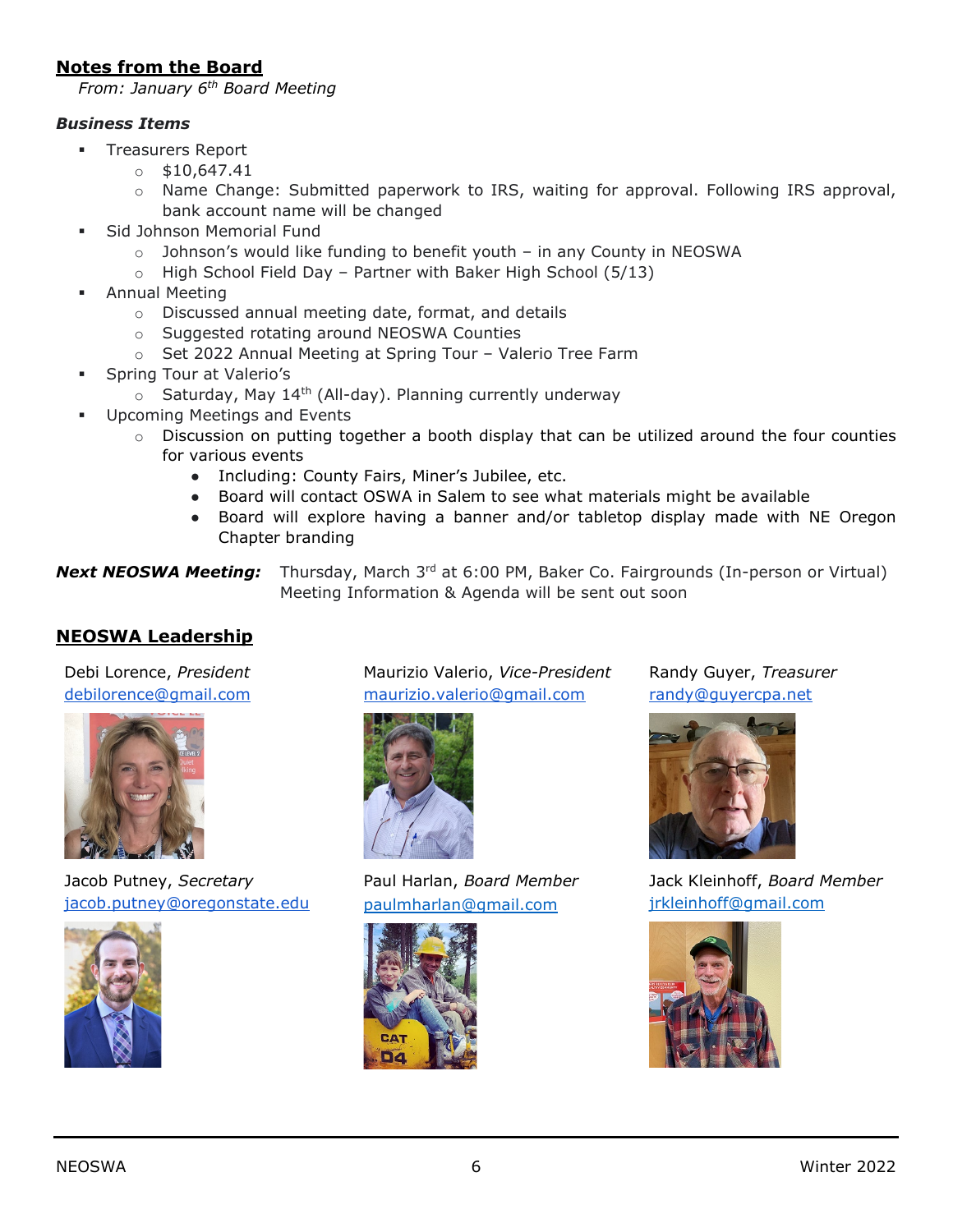## Notes from the Board

*From: January 6th Board Meeting*

***Business Items***

- Treasurers Report
  - $10,647.41
  - Name Change: Submitted paperwork to IRS, waiting for approval. Following IRS approval, bank account name will be changed
- Sid Johnson Memorial Fund
  - Johnson's would like funding to benefit youth – in any County in NEOSWA
  - High School Field Day – Partner with Baker High School (5/13)
- Annual Meeting
  - Discussed annual meeting date, format, and details
  - Suggested rotating around NEOSWA Counties
  - Set 2022 Annual Meeting at Spring Tour – Valerio Tree Farm
- Spring Tour at Valerio's
  - Saturday, May 14th (All-day). Planning currently underway
- Upcoming Meetings and Events
  - Discussion on putting together a booth display that can be utilized around the four counties for various events
    - Including: County Fairs, Miner's Jubilee, etc.
    - Board will contact OSWA in Salem to see what materials might be available
    - Board will explore having a banner and/or tabletop display made with NE Oregon Chapter branding

***Next NEOSWA Meeting:*** Thursday, March 3rd at 6:00 PM, Baker Co. Fairgrounds (In-person or Virtual)
Meeting Information & Agenda will be sent out soon

## NEOSWA Leadership

Debi Lorence, *President*
debilorence@gmail.com

Maurizio Valerio, *Vice-President*
maurizio.valerio@gmail.com

Randy Guyer, *Treasurer*
randy@guyercpa.net

Jacob Putney, *Secretary*
jacob.putney@oregonstate.edu

Paul Harlan, *Board Member*
paulmharlan@gmail.com

Jack Kleinhoff, *Board Member*
jrkleinhoff@gmail.com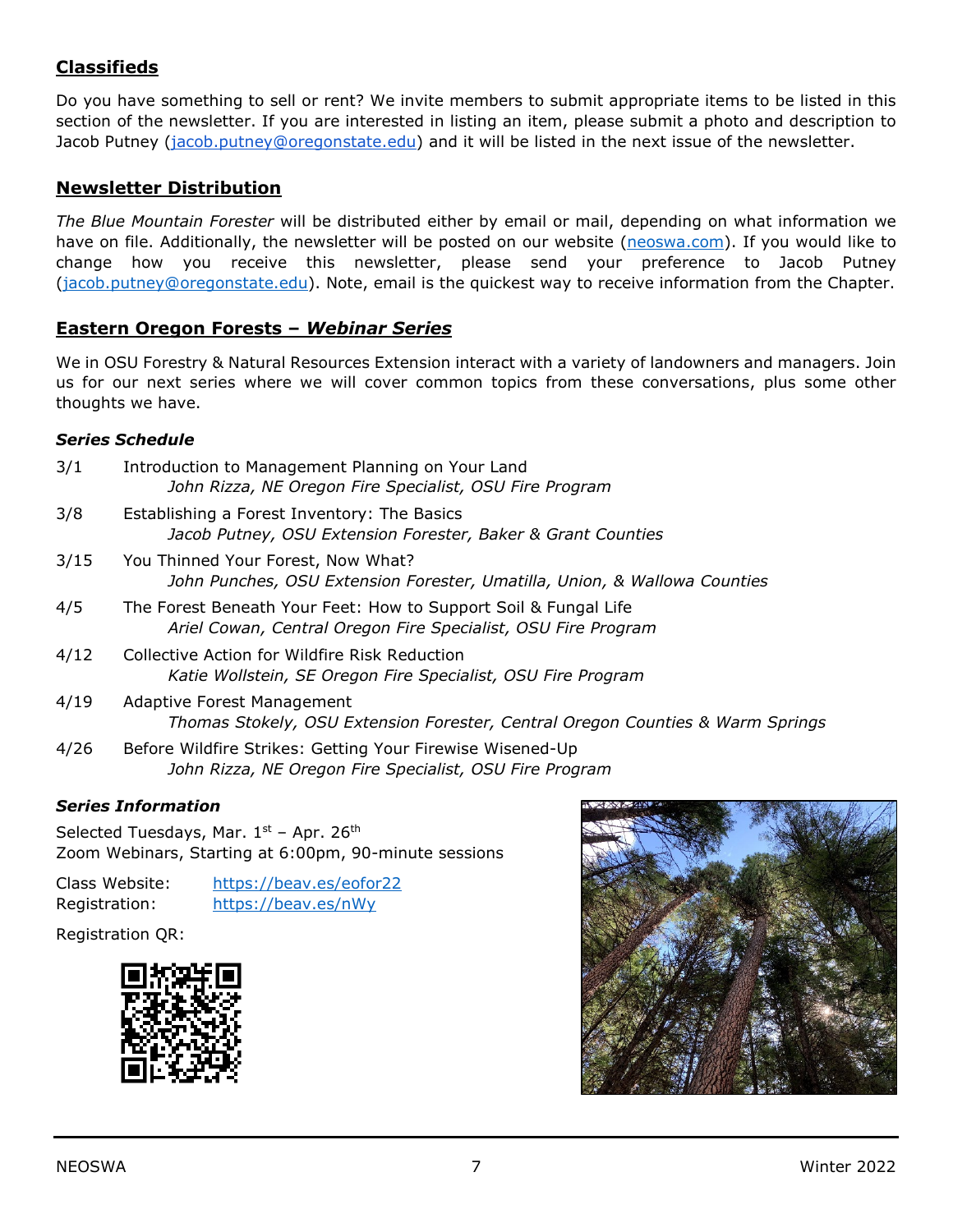## Classifieds

Do you have something to sell or rent? We invite members to submit appropriate items to be listed in this section of the newsletter. If you are interested in listing an item, please submit a photo and description to Jacob Putney (jacob.putney@oregonstate.edu) and it will be listed in the next issue of the newsletter.

## Newsletter Distribution

*The Blue Mountain Forester* will be distributed either by email or mail, depending on what information we have on file. Additionally, the newsletter will be posted on our website (neoswa.com). If you would like to change how you receive this newsletter, please send your preference to Jacob Putney (jacob.putney@oregonstate.edu). Note, email is the quickest way to receive information from the Chapter.

## Eastern Oregon Forests – *Webinar Series*

We in OSU Forestry & Natural Resources Extension interact with a variety of landowners and managers. Join us for our next series where we will cover common topics from these conversations, plus some other thoughts we have.

### *Series Schedule*

3/1 Introduction to Management Planning on Your Land
*John Rizza, NE Oregon Fire Specialist, OSU Fire Program*

3/8 Establishing a Forest Inventory: The Basics
*Jacob Putney, OSU Extension Forester, Baker & Grant Counties*

3/15 You Thinned Your Forest, Now What?
*John Punches, OSU Extension Forester, Umatilla, Union, & Wallowa Counties*

4/5 The Forest Beneath Your Feet: How to Support Soil & Fungal Life
*Ariel Cowan, Central Oregon Fire Specialist, OSU Fire Program*

4/12 Collective Action for Wildfire Risk Reduction
*Katie Wollstein, SE Oregon Fire Specialist, OSU Fire Program*

4/19 Adaptive Forest Management
*Thomas Stokely, OSU Extension Forester, Central Oregon Counties & Warm Springs*

4/26 Before Wildfire Strikes: Getting Your Firewise Wisened-Up
*John Rizza, NE Oregon Fire Specialist, OSU Fire Program*

### *Series Information*

Selected Tuesdays, Mar. 1st – Apr. 26th
Zoom Webinars, Starting at 6:00pm, 90-minute sessions

Class Website: https://beav.es/eofor22
Registration: https://beav.es/nWy

Registration QR: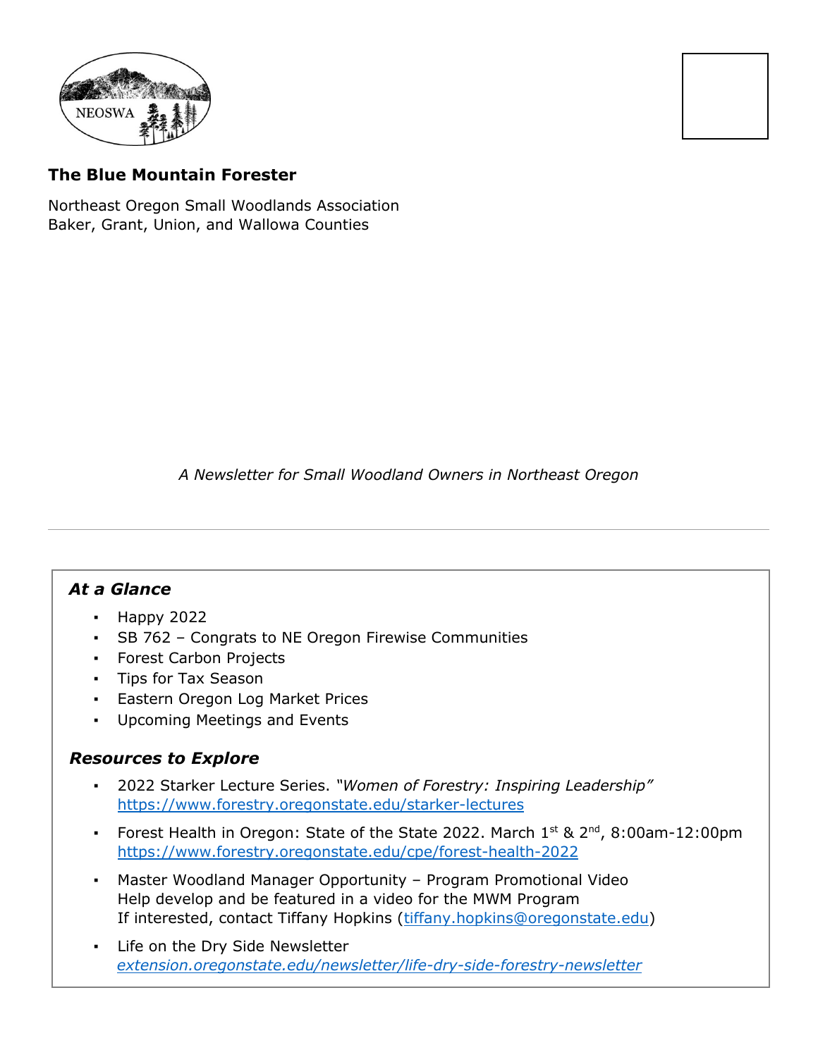**The Blue Mountain Forester**

Northeast Oregon Small Woodlands Association
Baker, Grant, Union, and Wallowa Counties

*A Newsletter for Small Woodland Owners in Northeast Oregon*

---

### *At a Glance*

- Happy 2022
- SB 762 – Congrats to NE Oregon Firewise Communities
- Forest Carbon Projects
- Tips for Tax Season
- Eastern Oregon Log Market Prices
- Upcoming Meetings and Events

### *Resources to Explore*

- 2022 Starker Lecture Series. *"Women of Forestry: Inspiring Leadership"*
  https://www.forestry.oregonstate.edu/starker-lectures
- Forest Health in Oregon: State of the State 2022. March 1st & 2nd, 8:00am-12:00pm
  https://www.forestry.oregonstate.edu/cpe/forest-health-2022
- Master Woodland Manager Opportunity – Program Promotional Video
  Help develop and be featured in a video for the MWM Program
  If interested, contact Tiffany Hopkins (tiffany.hopkins@oregonstate.edu)
- Life on the Dry Side Newsletter
  *extension.oregonstate.edu/newsletter/life-dry-side-forestry-newsletter*